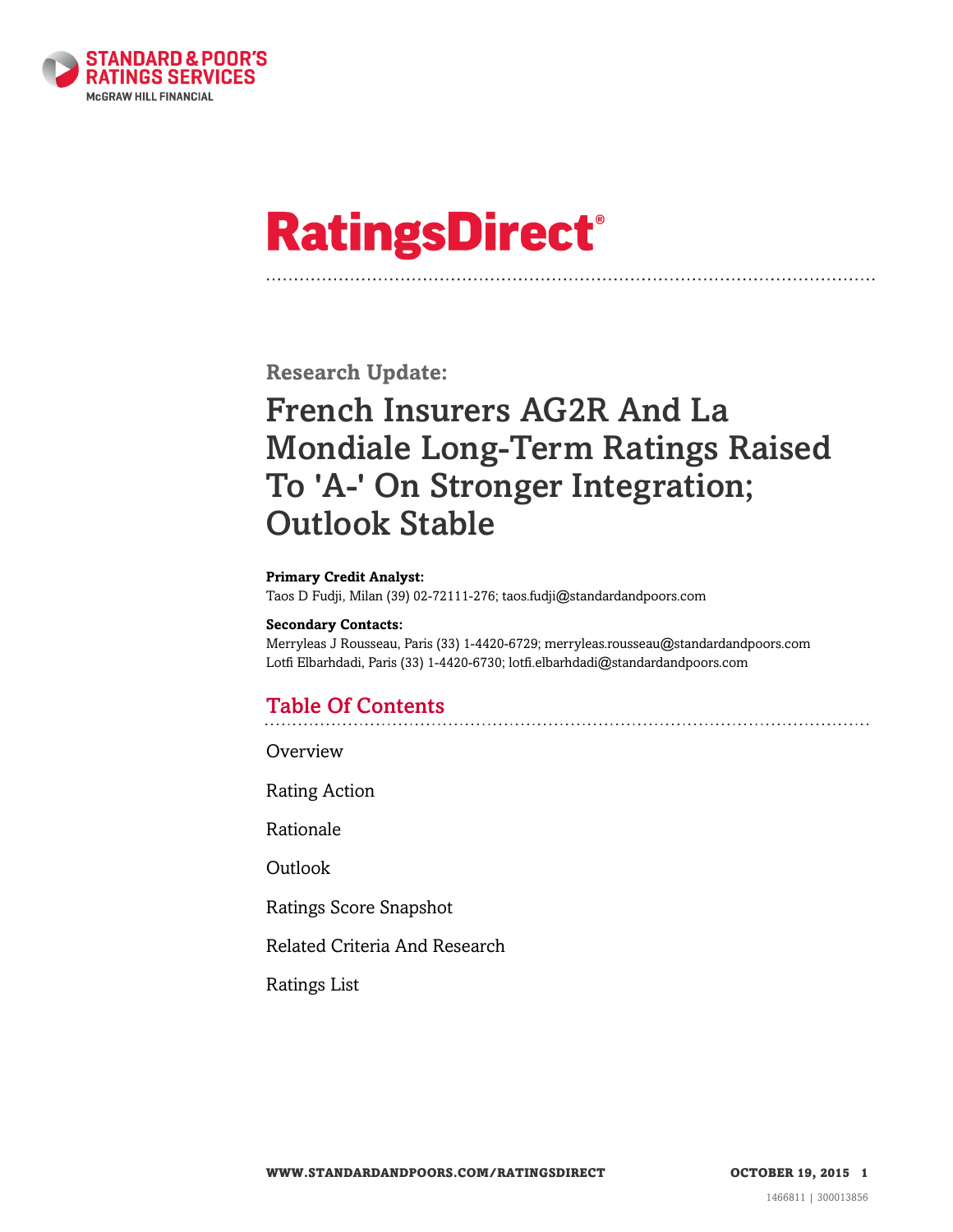# RatingsDirect®

## Research Update:

# French Insurers AG2R And La Mondiale Long-Term Ratings Raised To 'A-' On Stronger Integration; Outlook Stable

**Primary Credit Analyst:**
Taos D Fudji, Milan (39) 02-72111-276; taos.fudji@standardandpoors.com

**Secondary Contacts:**
Merryleas J Rousseau, Paris (33) 1-4420-6729; merryleas.rousseau@standardandpoors.com
Lotfi Elbarhdadi, Paris (33) 1-4420-6730; lotfi.elbarhdadi@standardandpoors.com

## Table Of Contents

Overview

Rating Action

Rationale

Outlook

Ratings Score Snapshot

Related Criteria And Research

Ratings List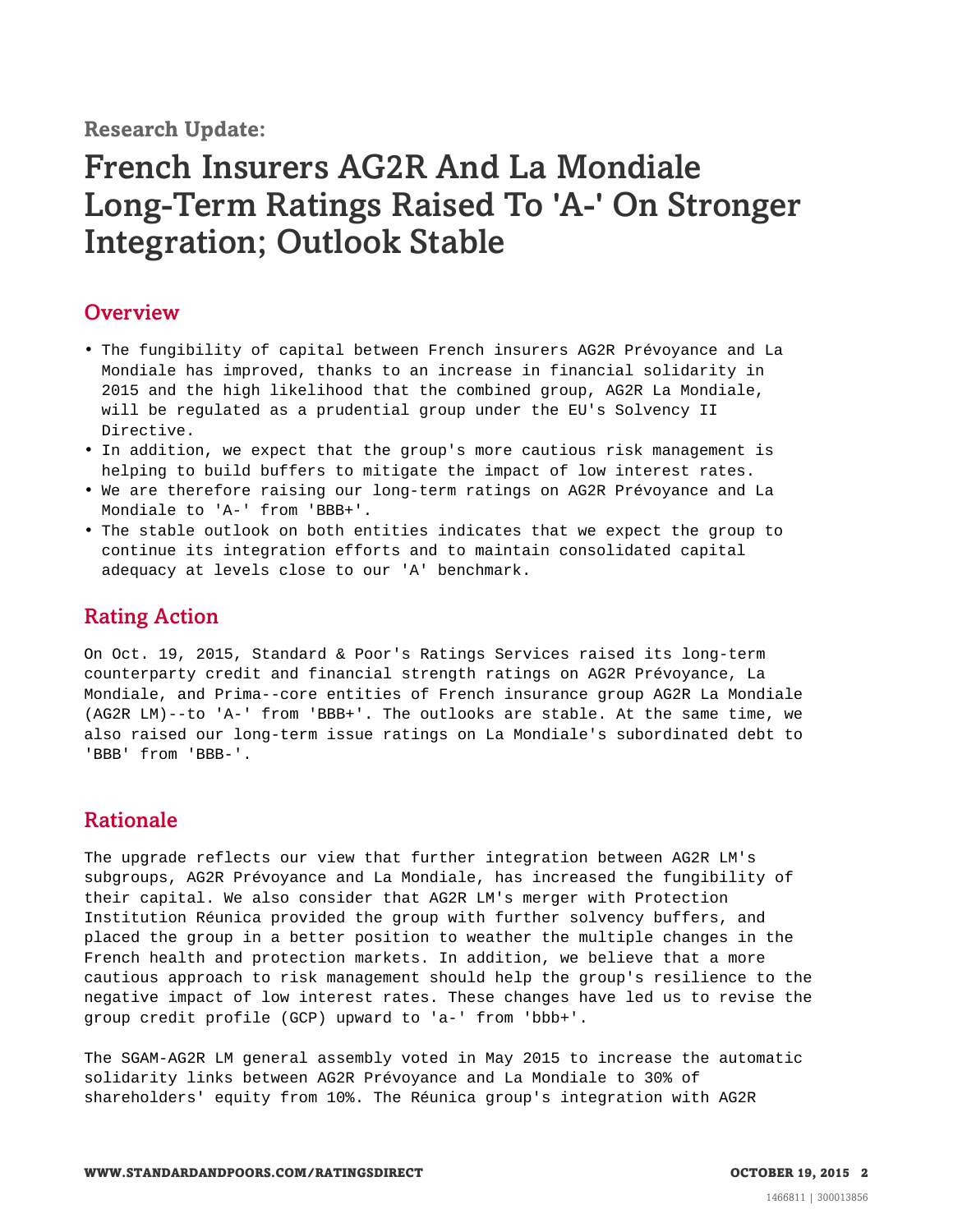Research Update:

# French Insurers AG2R And La Mondiale Long-Term Ratings Raised To 'A-' On Stronger Integration; Outlook Stable

## Overview

- The fungibility of capital between French insurers AG2R Prévoyance and La Mondiale has improved, thanks to an increase in financial solidarity in 2015 and the high likelihood that the combined group, AG2R La Mondiale, will be regulated as a prudential group under the EU's Solvency II Directive.
- In addition, we expect that the group's more cautious risk management is helping to build buffers to mitigate the impact of low interest rates.
- We are therefore raising our long-term ratings on AG2R Prévoyance and La Mondiale to 'A-' from 'BBB+'.
- The stable outlook on both entities indicates that we expect the group to continue its integration efforts and to maintain consolidated capital adequacy at levels close to our 'A' benchmark.

## Rating Action

On Oct. 19, 2015, Standard & Poor's Ratings Services raised its long-term counterparty credit and financial strength ratings on AG2R Prévoyance, La Mondiale, and Prima--core entities of French insurance group AG2R La Mondiale (AG2R LM)--to 'A-' from 'BBB+'. The outlooks are stable. At the same time, we also raised our long-term issue ratings on La Mondiale's subordinated debt to 'BBB' from 'BBB-'.

## Rationale

The upgrade reflects our view that further integration between AG2R LM's subgroups, AG2R Prévoyance and La Mondiale, has increased the fungibility of their capital. We also consider that AG2R LM's merger with Protection Institution Réunica provided the group with further solvency buffers, and placed the group in a better position to weather the multiple changes in the French health and protection markets. In addition, we believe that a more cautious approach to risk management should help the group's resilience to the negative impact of low interest rates. These changes have led us to revise the group credit profile (GCP) upward to 'a-' from 'bbb+'.

The SGAM-AG2R LM general assembly voted in May 2015 to increase the automatic solidarity links between AG2R Prévoyance and La Mondiale to 30% of shareholders' equity from 10%. The Réunica group's integration with AG2R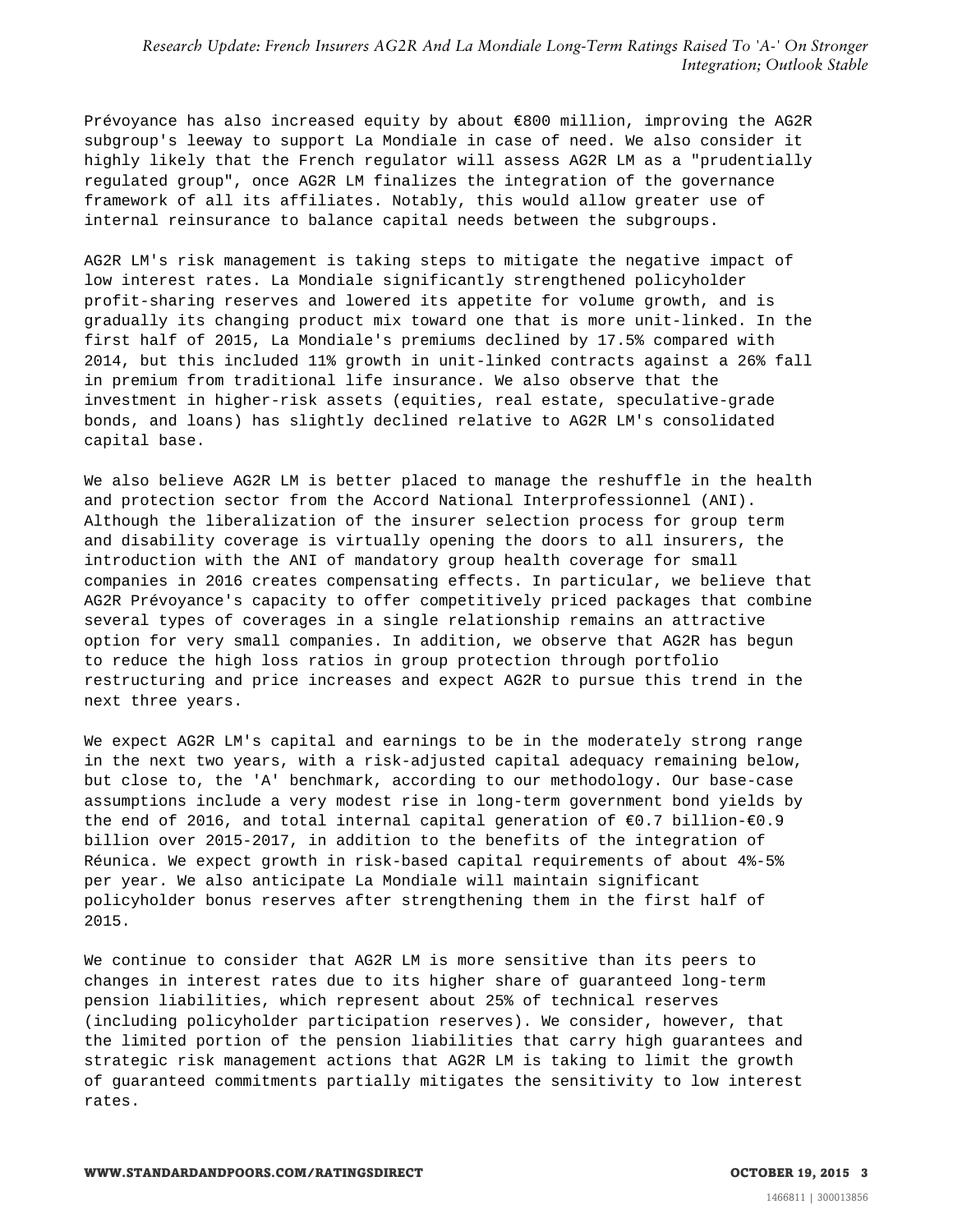Prévoyance has also increased equity by about €800 million, improving the AG2R subgroup's leeway to support La Mondiale in case of need. We also consider it highly likely that the French regulator will assess AG2R LM as a "prudentially regulated group", once AG2R LM finalizes the integration of the governance framework of all its affiliates. Notably, this would allow greater use of internal reinsurance to balance capital needs between the subgroups.

AG2R LM's risk management is taking steps to mitigate the negative impact of low interest rates. La Mondiale significantly strengthened policyholder profit-sharing reserves and lowered its appetite for volume growth, and is gradually its changing product mix toward one that is more unit-linked. In the first half of 2015, La Mondiale's premiums declined by 17.5% compared with 2014, but this included 11% growth in unit-linked contracts against a 26% fall in premium from traditional life insurance. We also observe that the investment in higher-risk assets (equities, real estate, speculative-grade bonds, and loans) has slightly declined relative to AG2R LM's consolidated capital base.

We also believe AG2R LM is better placed to manage the reshuffle in the health and protection sector from the Accord National Interprofessionnel (ANI). Although the liberalization of the insurer selection process for group term and disability coverage is virtually opening the doors to all insurers, the introduction with the ANI of mandatory group health coverage for small companies in 2016 creates compensating effects. In particular, we believe that AG2R Prévoyance's capacity to offer competitively priced packages that combine several types of coverages in a single relationship remains an attractive option for very small companies. In addition, we observe that AG2R has begun to reduce the high loss ratios in group protection through portfolio restructuring and price increases and expect AG2R to pursue this trend in the next three years.

We expect AG2R LM's capital and earnings to be in the moderately strong range in the next two years, with a risk-adjusted capital adequacy remaining below, but close to, the 'A' benchmark, according to our methodology. Our base-case assumptions include a very modest rise in long-term government bond yields by the end of 2016, and total internal capital generation of €0.7 billion-€0.9 billion over 2015-2017, in addition to the benefits of the integration of Réunica. We expect growth in risk-based capital requirements of about 4%-5% per year. We also anticipate La Mondiale will maintain significant policyholder bonus reserves after strengthening them in the first half of 2015.

We continue to consider that AG2R LM is more sensitive than its peers to changes in interest rates due to its higher share of guaranteed long-term pension liabilities, which represent about 25% of technical reserves (including policyholder participation reserves). We consider, however, that the limited portion of the pension liabilities that carry high guarantees and strategic risk management actions that AG2R LM is taking to limit the growth of guaranteed commitments partially mitigates the sensitivity to low interest rates.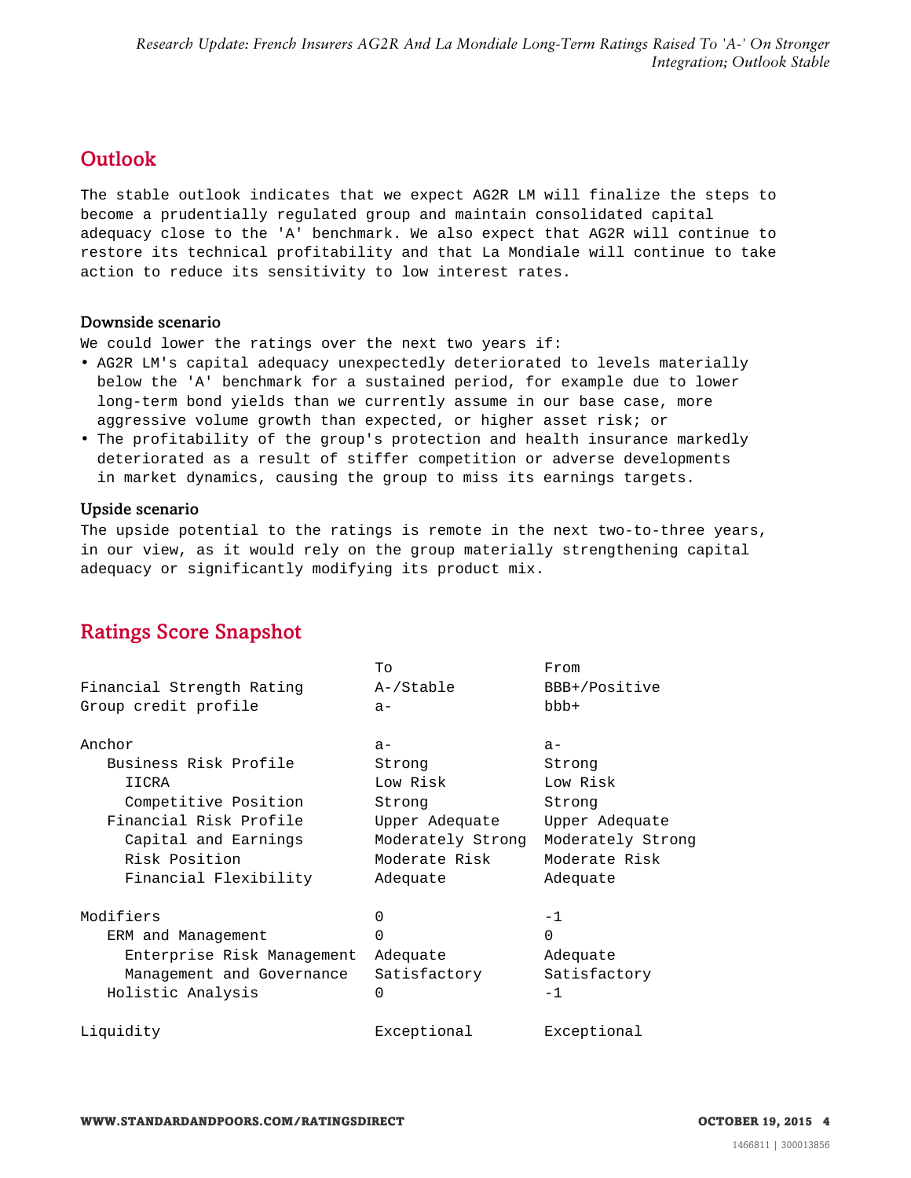## Outlook

The stable outlook indicates that we expect AG2R LM will finalize the steps to become a prudentially regulated group and maintain consolidated capital adequacy close to the 'A' benchmark. We also expect that AG2R will continue to restore its technical profitability and that La Mondiale will continue to take action to reduce its sensitivity to low interest rates.

### Downside scenario

We could lower the ratings over the next two years if:

- AG2R LM's capital adequacy unexpectedly deteriorated to levels materially below the 'A' benchmark for a sustained period, for example due to lower long-term bond yields than we currently assume in our base case, more aggressive volume growth than expected, or higher asset risk; or
- The profitability of the group's protection and health insurance markedly deteriorated as a result of stiffer competition or adverse developments in market dynamics, causing the group to miss its earnings targets.

### Upside scenario

The upside potential to the ratings is remote in the next two-to-three years, in our view, as it would rely on the group materially strengthening capital adequacy or significantly modifying its product mix.

## Ratings Score Snapshot

| | To | From |
|---|---|---|
| Financial Strength Rating | A-/Stable | BBB+/Positive |
| Group credit profile | a- | bbb+ |
| | | |
| Anchor | a- | a- |
| Business Risk Profile | Strong | Strong |
| IICRA | Low Risk | Low Risk |
| Competitive Position | Strong | Strong |
| Financial Risk Profile | Upper Adequate | Upper Adequate |
| Capital and Earnings | Moderately Strong | Moderately Strong |
| Risk Position | Moderate Risk | Moderate Risk |
| Financial Flexibility | Adequate | Adequate |
| | | |
| Modifiers | 0 | -1 |
| ERM and Management | 0 | 0 |
| Enterprise Risk Management | Adequate | Adequate |
| Management and Governance | Satisfactory | Satisfactory |
| Holistic Analysis | 0 | -1 |
| | | |
| Liquidity | Exceptional | Exceptional |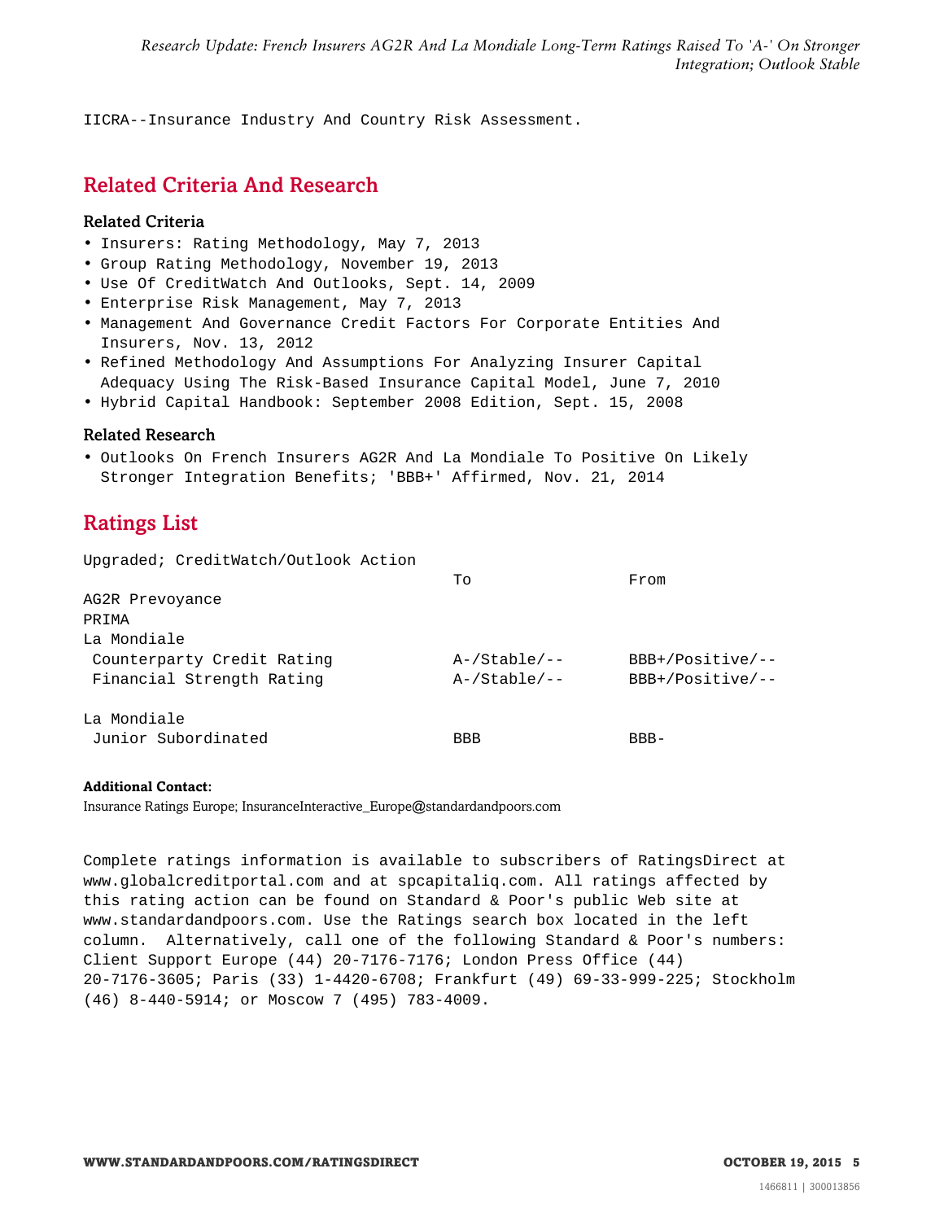IICRA--Insurance Industry And Country Risk Assessment.

## Related Criteria And Research

### Related Criteria

- Insurers: Rating Methodology, May 7, 2013
- Group Rating Methodology, November 19, 2013
- Use Of CreditWatch And Outlooks, Sept. 14, 2009
- Enterprise Risk Management, May 7, 2013
- Management And Governance Credit Factors For Corporate Entities And Insurers, Nov. 13, 2012
- Refined Methodology And Assumptions For Analyzing Insurer Capital Adequacy Using The Risk-Based Insurance Capital Model, June 7, 2010
- Hybrid Capital Handbook: September 2008 Edition, Sept. 15, 2008

### Related Research

- Outlooks On French Insurers AG2R And La Mondiale To Positive On Likely Stronger Integration Benefits; 'BBB+' Affirmed, Nov. 21, 2014

## Ratings List

Upgraded; CreditWatch/Outlook Action

| | To | From |
|---|---|---|
| AG2R Prevoyance | | |
| PRIMA | | |
| La Mondiale | | |
| Counterparty Credit Rating | A-/Stable/-- | BBB+/Positive/-- |
| Financial Strength Rating | A-/Stable/-- | BBB+/Positive/-- |
| | | |
| La Mondiale | | |
| Junior Subordinated | BBB | BBB- |

**Additional Contact:**
Insurance Ratings Europe; InsuranceInteractive_Europe@standardandpoors.com

Complete ratings information is available to subscribers of RatingsDirect at www.globalcreditportal.com and at spcapitaliq.com. All ratings affected by this rating action can be found on Standard & Poor's public Web site at www.standardandpoors.com. Use the Ratings search box located in the left column. Alternatively, call one of the following Standard & Poor's numbers: Client Support Europe (44) 20-7176-7176; London Press Office (44) 20-7176-3605; Paris (33) 1-4420-6708; Frankfurt (49) 69-33-999-225; Stockholm (46) 8-440-5914; or Moscow 7 (495) 783-4009.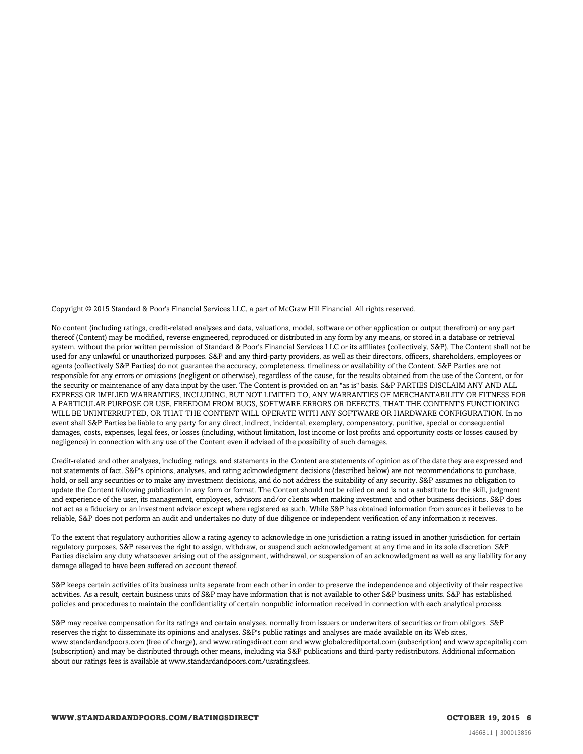Copyright © 2015 Standard & Poor's Financial Services LLC, a part of McGraw Hill Financial. All rights reserved.

No content (including ratings, credit-related analyses and data, valuations, model, software or other application or output therefrom) or any part thereof (Content) may be modified, reverse engineered, reproduced or distributed in any form by any means, or stored in a database or retrieval system, without the prior written permission of Standard & Poor's Financial Services LLC or its affiliates (collectively, S&P). The Content shall not be used for any unlawful or unauthorized purposes. S&P and any third-party providers, as well as their directors, officers, shareholders, employees or agents (collectively S&P Parties) do not guarantee the accuracy, completeness, timeliness or availability of the Content. S&P Parties are not responsible for any errors or omissions (negligent or otherwise), regardless of the cause, for the results obtained from the use of the Content, or for the security or maintenance of any data input by the user. The Content is provided on an "as is" basis. S&P PARTIES DISCLAIM ANY AND ALL EXPRESS OR IMPLIED WARRANTIES, INCLUDING, BUT NOT LIMITED TO, ANY WARRANTIES OF MERCHANTABILITY OR FITNESS FOR A PARTICULAR PURPOSE OR USE, FREEDOM FROM BUGS, SOFTWARE ERRORS OR DEFECTS, THAT THE CONTENT'S FUNCTIONING WILL BE UNINTERRUPTED, OR THAT THE CONTENT WILL OPERATE WITH ANY SOFTWARE OR HARDWARE CONFIGURATION. In no event shall S&P Parties be liable to any party for any direct, indirect, incidental, exemplary, compensatory, punitive, special or consequential damages, costs, expenses, legal fees, or losses (including, without limitation, lost income or lost profits and opportunity costs or losses caused by negligence) in connection with any use of the Content even if advised of the possibility of such damages.

Credit-related and other analyses, including ratings, and statements in the Content are statements of opinion as of the date they are expressed and not statements of fact. S&P's opinions, analyses, and rating acknowledgment decisions (described below) are not recommendations to purchase, hold, or sell any securities or to make any investment decisions, and do not address the suitability of any security. S&P assumes no obligation to update the Content following publication in any form or format. The Content should not be relied on and is not a substitute for the skill, judgment and experience of the user, its management, employees, advisors and/or clients when making investment and other business decisions. S&P does not act as a fiduciary or an investment advisor except where registered as such. While S&P has obtained information from sources it believes to be reliable, S&P does not perform an audit and undertakes no duty of due diligence or independent verification of any information it receives.

To the extent that regulatory authorities allow a rating agency to acknowledge in one jurisdiction a rating issued in another jurisdiction for certain regulatory purposes, S&P reserves the right to assign, withdraw, or suspend such acknowledgement at any time and in its sole discretion. S&P Parties disclaim any duty whatsoever arising out of the assignment, withdrawal, or suspension of an acknowledgment as well as any liability for any damage alleged to have been suffered on account thereof.

S&P keeps certain activities of its business units separate from each other in order to preserve the independence and objectivity of their respective activities. As a result, certain business units of S&P may have information that is not available to other S&P business units. S&P has established policies and procedures to maintain the confidentiality of certain nonpublic information received in connection with each analytical process.

S&P may receive compensation for its ratings and certain analyses, normally from issuers or underwriters of securities or from obligors. S&P reserves the right to disseminate its opinions and analyses. S&P's public ratings and analyses are made available on its Web sites, www.standardandpoors.com (free of charge), and www.ratingsdirect.com and www.globalcreditportal.com (subscription) and www.spcapitaliq.com (subscription) and may be distributed through other means, including via S&P publications and third-party redistributors. Additional information about our ratings fees is available at www.standardandpoors.com/usratingsfees.